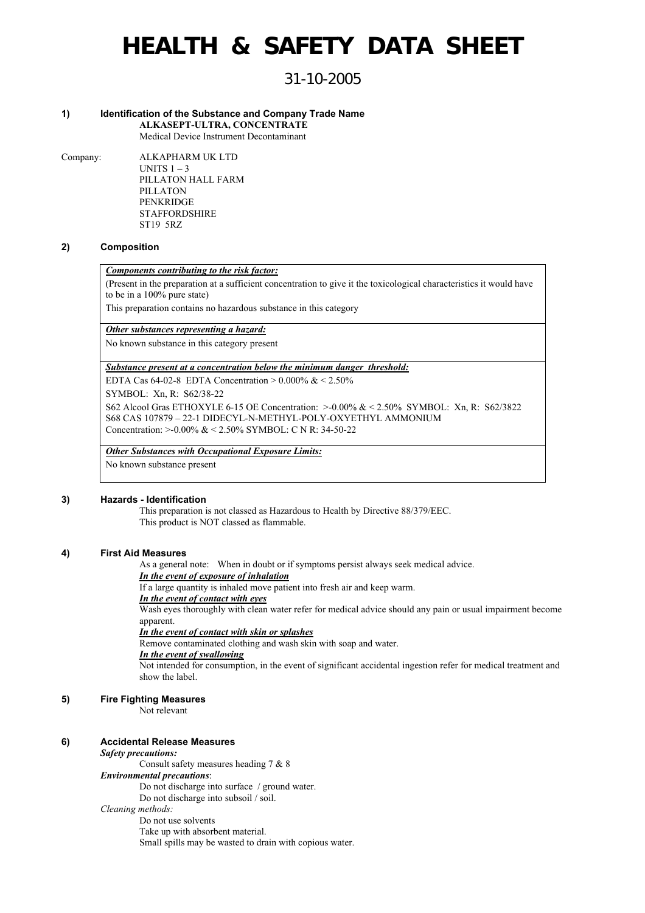# HEALTH & SAFETY DATA SHEET

31-10-2005

## 1) Identification of the Substance and Company Trade Name

**ALKASEPT-ULTRA, CONCENTRATE**

Medical Device Instrument Decontaminant

Company: ALKAPHARM UK LTD
UNITS 1 – 3
PILLATON HALL FARM
PILLATON
PENKRIDGE
STAFFORDSHIRE
ST19 5RZ

## 2) Composition

***Components contributing to the risk factor:***

(Present in the preparation at a sufficient concentration to give it the toxicological characteristics it would have to be in a 100% pure state)

This preparation contains no hazardous substance in this category

***Other substances representing a hazard:***

No known substance in this category present

***Substance present at a concentration below the minimum danger threshold:***

EDTA Cas 64-02-8 EDTA Concentration > 0.000% & < 2.50%

SYMBOL: Xn, R: S62/38-22

S62 Alcool Gras ETHOXYLE 6-15 OE Concentration: >-0.00% & < 2.50% SYMBOL: Xn, R: S62/3822
S68 CAS 107879 – 22-1 DIDECYL-N-METHYL-POLY-OXYETHYL AMMONIUM
Concentration: >-0.00% & < 2.50% SYMBOL: C N R: 34-50-22

***Other Substances with Occupational Exposure Limits:***

No known substance present

## 3) Hazards - Identification

This preparation is not classed as Hazardous to Health by Directive 88/379/EEC.
This product is NOT classed as flammable.

## 4) First Aid Measures

As a general note: When in doubt or if symptoms persist always seek medical advice.

***In the event of exposure of inhalation***

If a large quantity is inhaled move patient into fresh air and keep warm.

***In the event of contact with eyes***

Wash eyes thoroughly with clean water refer for medical advice should any pain or usual impairment become apparent.

***In the event of contact with skin or splashes***

Remove contaminated clothing and wash skin with soap and water.

***In the event of swallowing***

Not intended for consumption, in the event of significant accidental ingestion refer for medical treatment and show the label.

## 5) Fire Fighting Measures

Not relevant

## 6) Accidental Release Measures

***Safety precautions:***

Consult safety measures heading 7 & 8

***Environmental precautions***:

Do not discharge into surface / ground water.
Do not discharge into subsoil / soil.

*Cleaning methods:*

Do not use solvents
Take up with absorbent material.
Small spills may be wasted to drain with copious water.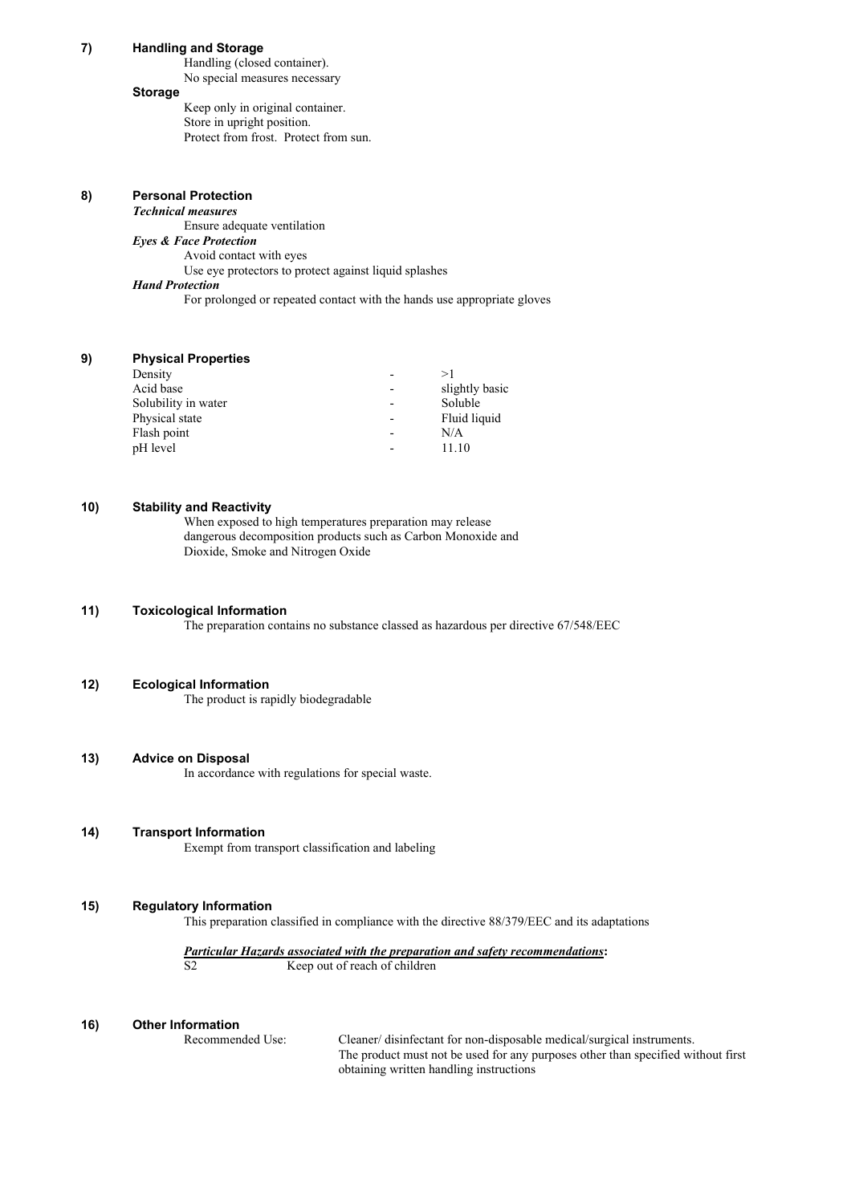## 7) Handling and Storage

Handling (closed container).
No special measures necessary

### Storage

Keep only in original container.
Store in upright position.
Protect from frost. Protect from sun.

## 8) Personal Protection

***Technical measures***

Ensure adequate ventilation

***Eyes & Face Protection***

Avoid contact with eyes
Use eye protectors to protect against liquid splashes

***Hand Protection***

For prolonged or repeated contact with the hands use appropriate gloves

## 9) Physical Properties

| | | |
|---|---|---|
| Density | - | >1 |
| Acid base | - | slightly basic |
| Solubility in water | - | Soluble |
| Physical state | - | Fluid liquid |
| Flash point | - | N/A |
| pH level | - | 11.10 |

## 10) Stability and Reactivity

When exposed to high temperatures preparation may release dangerous decomposition products such as Carbon Monoxide and Dioxide, Smoke and Nitrogen Oxide

## 11) Toxicological Information

The preparation contains no substance classed as hazardous per directive 67/548/EEC

## 12) Ecological Information

The product is rapidly biodegradable

## 13) Advice on Disposal

In accordance with regulations for special waste.

## 14) Transport Information

Exempt from transport classification and labeling

## 15) Regulatory Information

This preparation classified in compliance with the directive 88/379/EEC and its adaptations

***Particular Hazards associated with the preparation and safety recommendations*:**

S2 Keep out of reach of children

## 16) Other Information

Recommended Use: Cleaner/ disinfectant for non-disposable medical/surgical instruments. The product must not be used for any purposes other than specified without first obtaining written handling instructions